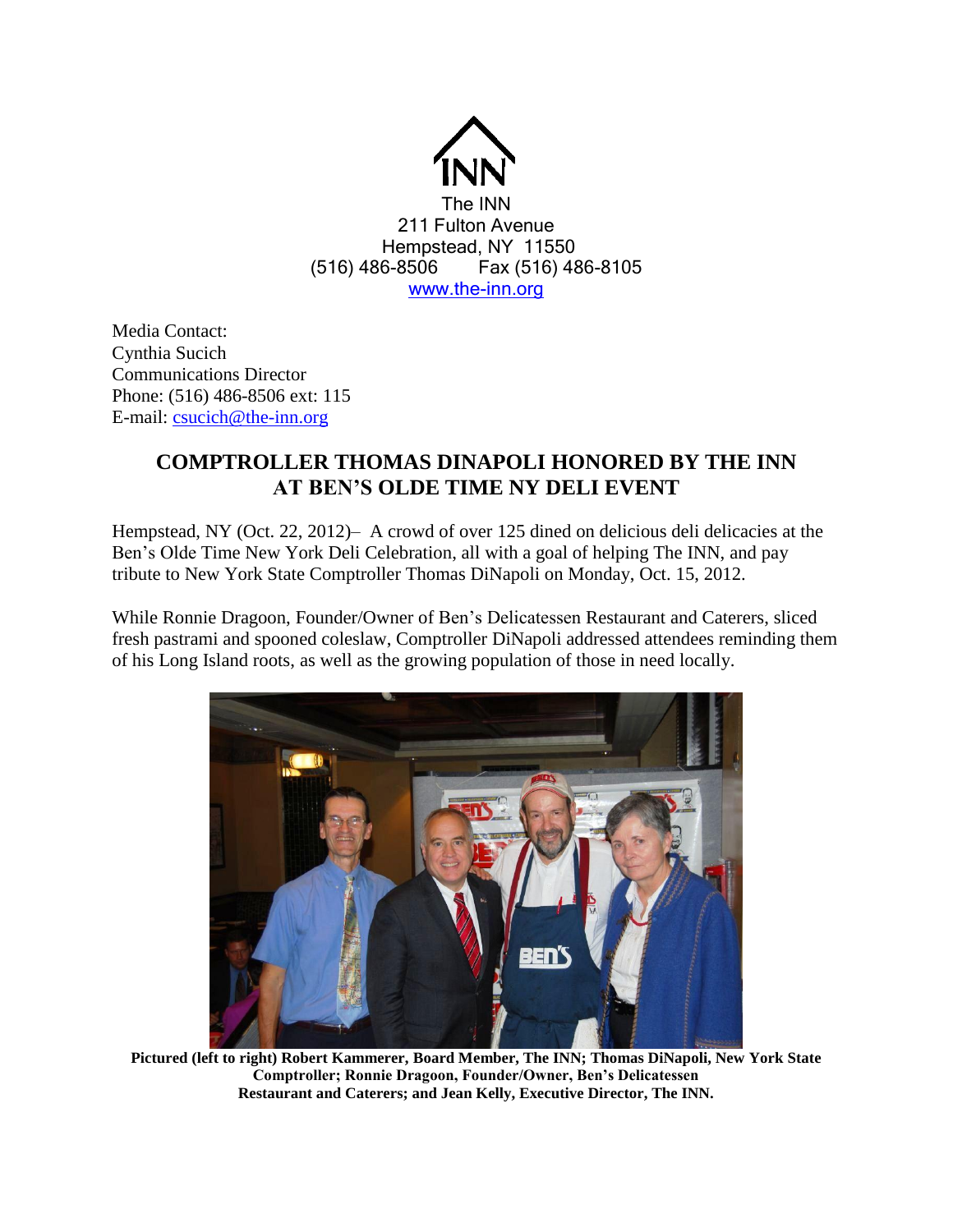INN

The INN
211 Fulton Avenue
Hempstead, NY 11550
(516) 486-8506 Fax (516) 486-8105
www.the-inn.org

Media Contact:
Cynthia Sucich
Communications Director
Phone: (516) 486-8506 ext: 115
E-mail: csucich@the-inn.org

## COMPTROLLER THOMAS DINAPOLI HONORED BY THE INN AT BEN'S OLDE TIME NY DELI EVENT

Hempstead, NY (Oct. 22, 2012)– A crowd of over 125 dined on delicious deli delicacies at the Ben's Olde Time New York Deli Celebration, all with a goal of helping The INN, and pay tribute to New York State Comptroller Thomas DiNapoli on Monday, Oct. 15, 2012.

While Ronnie Dragoon, Founder/Owner of Ben's Delicatessen Restaurant and Caterers, sliced fresh pastrami and spooned coleslaw, Comptroller DiNapoli addressed attendees reminding them of his Long Island roots, as well as the growing population of those in need locally.

**Pictured (left to right) Robert Kammerer, Board Member, The INN; Thomas DiNapoli, New York State Comptroller; Ronnie Dragoon, Founder/Owner, Ben's Delicatessen Restaurant and Caterers; and Jean Kelly, Executive Director, The INN.**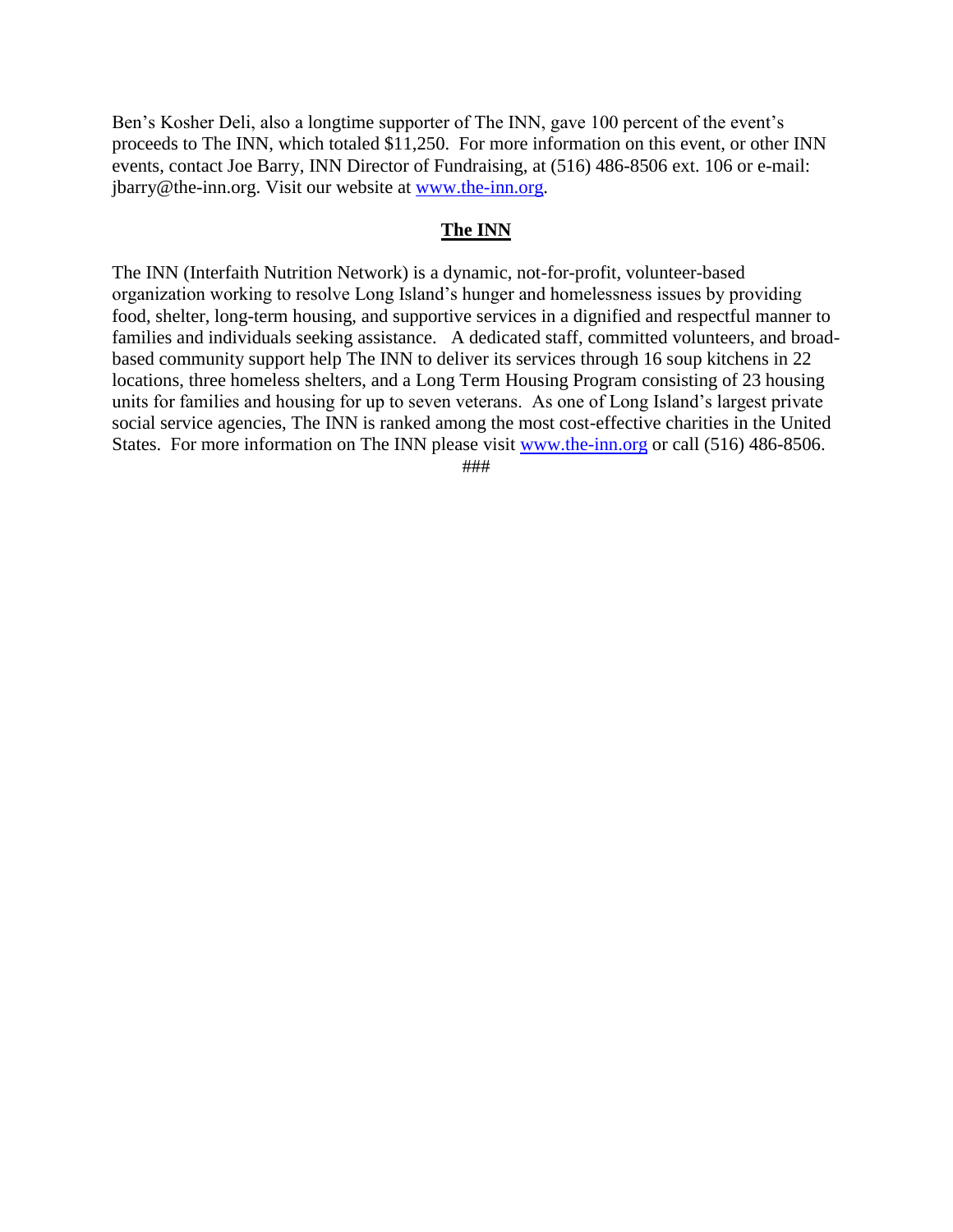Ben's Kosher Deli, also a longtime supporter of The INN, gave 100 percent of the event's proceeds to The INN, which totaled $11,250. For more information on this event, or other INN events, contact Joe Barry, INN Director of Fundraising, at (516) 486-8506 ext. 106 or e-mail: jbarry@the-inn.org. Visit our website at [www.the-inn.org](http://www.the-inn.org).

## The INN

The INN (Interfaith Nutrition Network) is a dynamic, not-for-profit, volunteer-based organization working to resolve Long Island's hunger and homelessness issues by providing food, shelter, long-term housing, and supportive services in a dignified and respectful manner to families and individuals seeking assistance. A dedicated staff, committed volunteers, and broad-based community support help The INN to deliver its services through 16 soup kitchens in 22 locations, three homeless shelters, and a Long Term Housing Program consisting of 23 housing units for families and housing for up to seven veterans. As one of Long Island's largest private social service agencies, The INN is ranked among the most cost-effective charities in the United States. For more information on The INN please visit [www.the-inn.org](http://www.the-inn.org) or call (516) 486-8506.

###